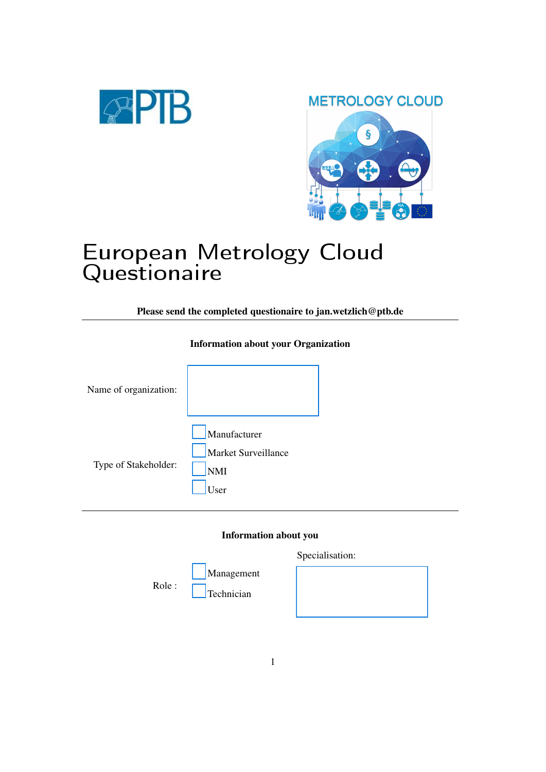# European Metrology Cloud Questionaire

**Please send the completed questionaire to jan.wetzlich@ptb.de**

---

**Information about your Organization**

Name of organization:

Type of Stakeholder:

- ☐ Manufacturer
- ☐ Market Surveillance
- ☐ NMI
- ☐ User

---

**Information about you**

Role :

- ☐ Management
- ☐ Technician

Specialisation: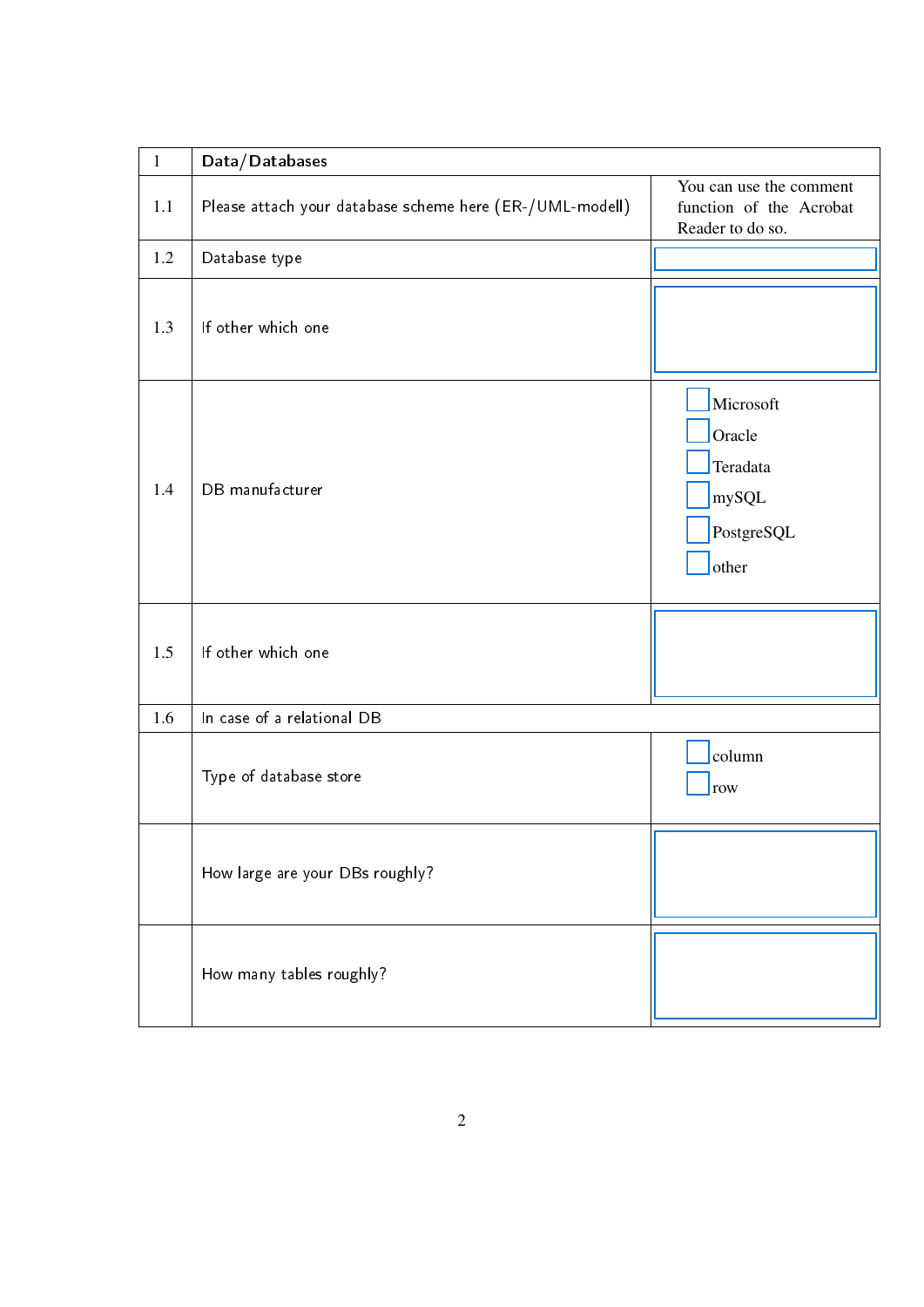| | | |
|---|---|---|
| 1 | **Data/Databases** | |
| 1.1 | Please attach your database scheme here (ER-/UML-modell) | You can use the comment function of the Acrobat Reader to do so. |
| 1.2 | Database type | |
| 1.3 | If other which one | |
| 1.4 | DB manufacturer | ☐ Microsoft<br>☐ Oracle<br>☐ Teradata<br>☐ mySQL<br>☐ PostgreSQL<br>☐ other |
| 1.5 | If other which one | |
| 1.6 | In case of a relational DB | |
| | Type of database store | ☐ column<br>☐ row |
| | How large are your DBs roughly? | |
| | How many tables roughly? | |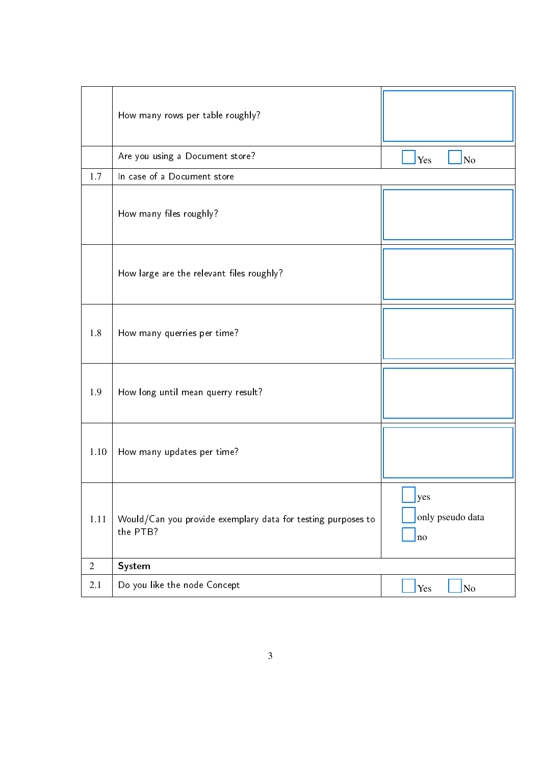| | | |
|---|---|---|
| | How many rows per table roughly? | |
| | Are you using a Document store? | ☐ Yes ☐ No |
| 1.7 | In case of a Document store | |
| | How many files roughly? | |
| | How large are the relevant files roughly? | |
| 1.8 | How many querries per time? | |
| 1.9 | How long until mean querry result? | |
| 1.10 | How many updates per time? | |
| 1.11 | Would/Can you provide exemplary data for testing purposes to the PTB? | ☐ yes<br>☐ only pseudo data<br>☐ no |
| 2 | **System** | |
| 2.1 | Do you like the node Concept | ☐ Yes ☐ No |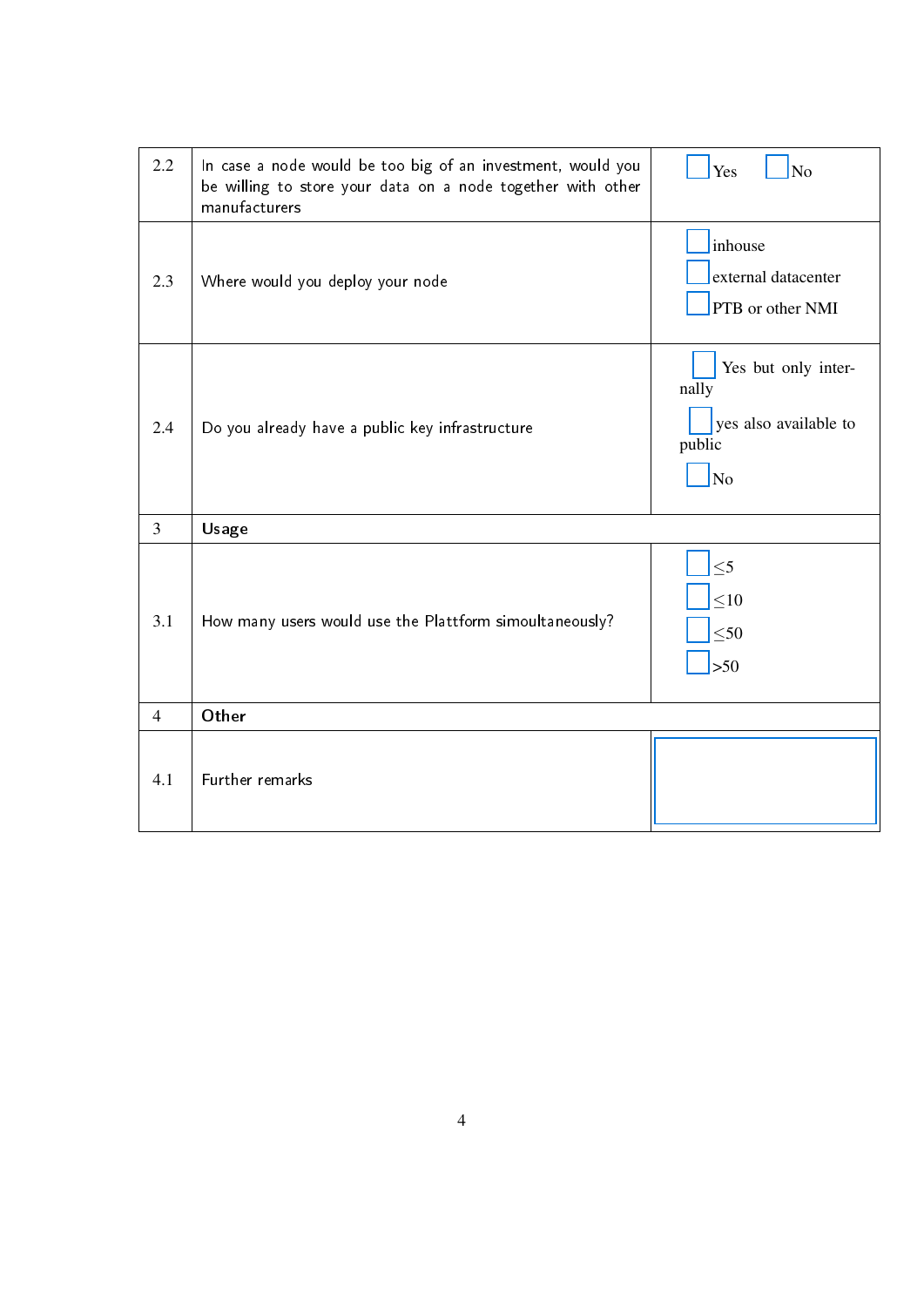| | | |
|---|---|---|
| 2.2 | In case a node would be too big of an investment, would you be willing to store your data on a node together with other manufacturers | ☐ Yes ☐ No |
| 2.3 | Where would you deploy your node | ☐ inhouse<br>☐ external datacenter<br>☐ PTB or other NMI |
| 2.4 | Do you already have a public key infrastructure | ☐ Yes but only internally<br>☐ yes also available to public<br>☐ No |
| 3 | **Usage** | |
| 3.1 | How many users would use the Plattform simoultaneously? | ☐ $\leq 5$<br>☐ $\leq 10$<br>☐ $\leq 50$<br>☐ $>50$ |
| 4 | **Other** | |
| 4.1 | Further remarks | |